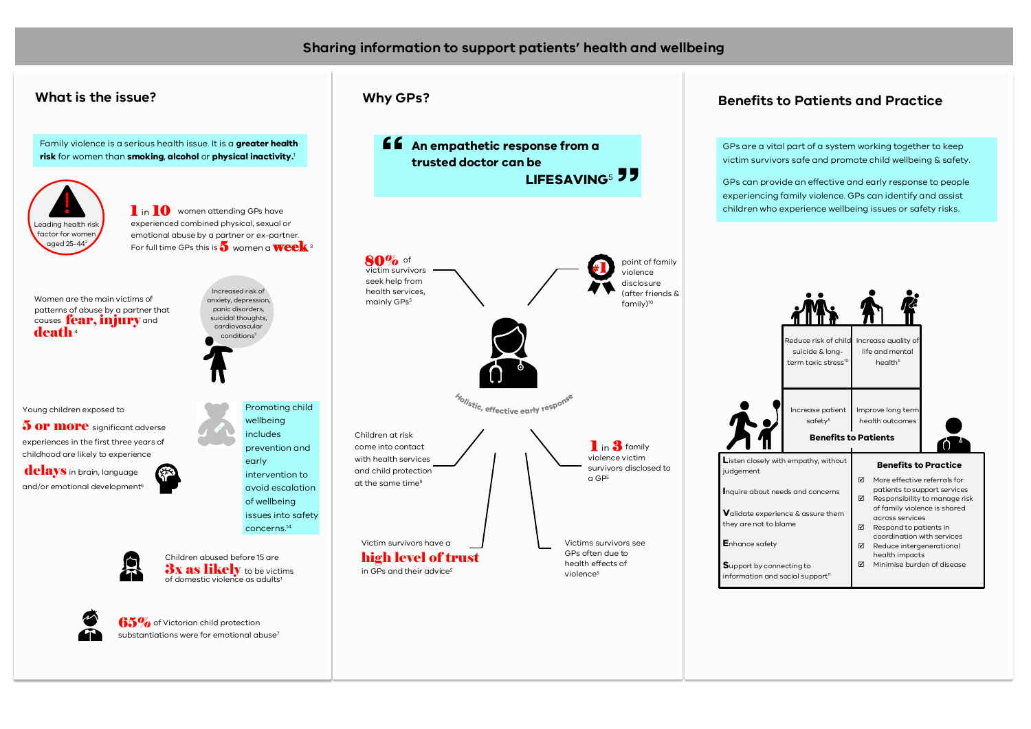# Sharing information to support patients' health and wellbeing

## What is the issue?

Family violence is a serious health issue. It is a **greater health risk** for women than **smoking**, **alcohol** or **physical inactivity**.[1]

Leading health risk factor for women aged 25-44[2]

**1** in **10** women attending GPs have experienced combined physical, sexual or emotional abuse by a partner or ex-partner. For full time GPs this is **5** women a **week**[3]

Women are the main victims of patterns of abuse by a partner that causes **fear, injury** and **death**[4]

Increased risk of anxiety, depression, panic disorders, suicidal thoughts, cardiovascular conditions[5]

Young children exposed to **5 or more** significant adverse experiences in the first three years of childhood are likely to experience **delays** in brain, language and/or emotional development[6]

Promoting child wellbeing includes prevention and early intervention to avoid escalation of wellbeing issues into safety concerns.[14]

Children abused before 15 are **3x as likely** to be victims of domestic violence as adults[1]

**65%** of Victorian child protection substantiations were for emotional abuse[7]

## Why GPs?

> **An empathetic response from a trusted doctor can be LIFESAVING**[5]

**80%** of victim survivors seek help from health services, mainly GPs[5]

**#1** point of family violence disclosure (after friends & family)[10]

*Holistic, effective early response*

Children at risk come into contact with health services and child protection at the same time[9]

**1** in **3** family violence victim survivors disclosed to a GP[6]

Victim survivors have a **high level of trust** in GPs and their advice[5]

Victims survivors see GPs often due to health effects of violence[5]

## Benefits to Patients and Practice

GPs are a vital part of a system working together to keep victim survivors safe and promote child wellbeing & safety.

GPs can provide an effective and early response to people experiencing family violence. GPs can identify and assist children who experience wellbeing issues or safety risks.

### Benefits to Patients

- Reduce risk of child suicide & long-term toxic stress[10]
- Increase quality of life and mental health[5]
- Increase patient safety[5]
- Improve long term health outcomes

**L**isten closely with empathy, without judgement

**I**nquire about needs and concerns

**V**alidate experience & assure them they are not to blame

**E**nhance safety

**S**upport by connecting to information and social support[11]

### Benefits to Practice

- ☑ More effective referrals for patients to support services
- ☑ Responsibility to manage risk of family violence is shared across services
- ☑ Respond to patients in coordination with services
- ☑ Reduce intergenerational health impacts
- ☑ Minimise burden of disease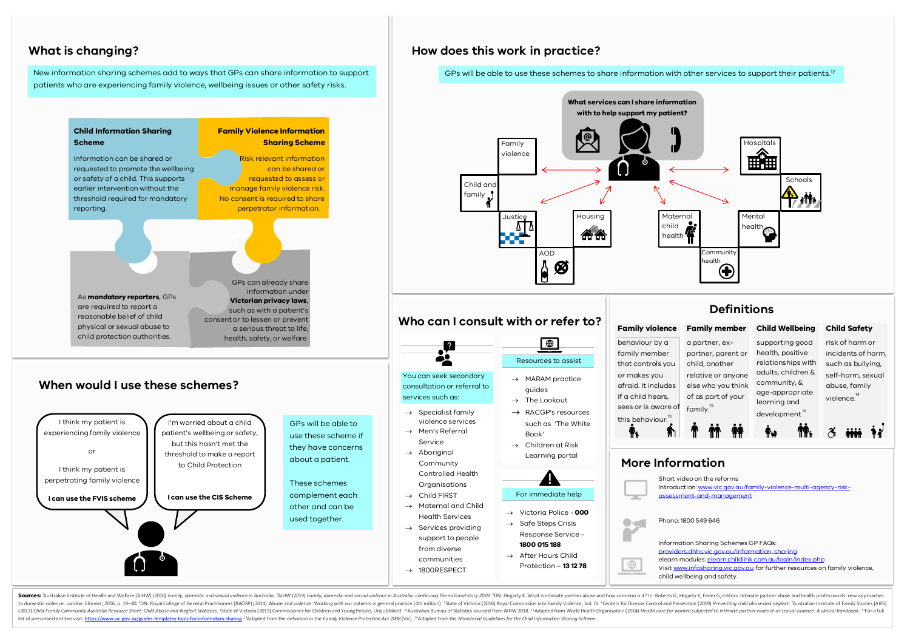## What is changing?

New information sharing schemes add to ways that GPs can share information to support patients who are experiencing family violence, wellbeing issues or other safety risks.

**Child Information Sharing Scheme**

Information can be shared or requested to promote the wellbeing or safety of a child. This supports earlier intervention without the threshold required for mandatory reporting.

**Family Violence Information Sharing Scheme**

Risk relevant information can be shared or requested to assess or manage family violence risk. No consent is required to share perpetrator information.

As **mandatory reporters**, GPs are required to report a reasonable belief of child physical or sexual abuse to child protection authorities.

GPs can already share information under **Victorian privacy laws**, such as with a patient's consent or to lessen or prevent a serious threat to life, health, safety, or welfare

## How does this work in practice?

GPs will be able to use these schemes to share information with other services to support their patients.[12]

**What services can I share information with to help support my patient?**

Family violence

Child and family

Justice

Housing

AOD

Hospitals

Schools

Maternal child health

Mental health

Community health

## When would I use these schemes?

I think my patient is experiencing family violence

or

I think my patient is perpetrating family violence

**I can use the FVIS scheme**

I'm worried about a child patient's wellbeing or safety, but this hasn't met the threshold to make a report to Child Protection

**I can use the CIS Scheme**

GPs will be able to use these scheme if they have concerns about a patient.

These schemes complement each other and can be used together.

## Who can I consult with or refer to?

You can seek secondary consultation or referral to services such as:

- → Specialist family violence services
- → Men's Referral Service
- → Aboriginal Community Controlled Health Organisations
- → Child FIRST
- → Maternal and Child Health Services
- → Services providing support to people from diverse communities
- → 1800RESPECT

Resources to assist

- → MARAM practice guides
- → The Lookout
- → RACGP's resources such as 'The White Book'
- → Children at Risk Learning portal

For immediate help

- → Victoria Police - **000**
- → Safe Steps Crisis Response Service - **1800 015 188**
- → After Hours Child Protection – **13 12 78**

## Definitions

**Family violence**

behaviour by a family member that controls you or makes you afraid. It includes if a child hears, sees or is aware of this behaviour.[13]

**Family member**

a partner, ex-partner, parent or child, another relative or anyone else who you think of as part of your family.[13]

**Child Wellbeing**

supporting good health, positive relationships with adults, children & community, & age-appropriate learning and development.[14]

**Child Safety**

risk of harm or incidents of harm, such as bullying, self-harm, sexual abuse, family violence.[14]

## More Information

Short video on the reforms

Introduction: www.vic.gov.au/family-violence-multi-agency-risk-assessment-and-management

Phone: 1800 549 646

Information Sharing Schemes GP FAQs: providers.dhhs.vic.gov.au/information-sharing

elearn modules: elearn.childlink.com.au/login/index.php

Visit www.infosharing.vic.gov.au for further resources on family violence, child wellbeing and safety.

**Sources:** [1]Australian Institute of Health and Welfare [AIHW] (2018) *Family, domestic and sexual violence in Australia*. [2]AIHW (2019) *Family, domestic and sexual violence in Australia: continuing the national story 2019*. [3]DN: Hegarty K. What is intimate partner abuse and how common is it? In: Roberts G, Hegarty K, Feder G, editors. Intimate partner abuse and health professionals: new approaches to domestic violence. London: Elsevier, 2006. p. 19–40. [4]DN: Royal College of General Practitioners (RACGP) (2014) Abuse and violence: Working with our patients in general practice (4th edition). [5]State of Victoria (2016) Royal Commission into Family Violence, Vol. IV. [6]Centers for Disease Control and Prevention (2019) *Preventing child abuse and neglect*. [7]Australian Institute of Family Studies [AIFS] (2017) *Child Family Community Australia Resource Sheet: Child Abuse and Neglect Statistics*. [8]State of Victoria (2019) Commissioner for Children and Young People, Unpublished. [10]Australian Bureau of Statistics sourced from AIHW 2018. [11]Adapted from World Health Organisation (2014) *Health care for women subjected to intimate partner violence or sexual violence: A clinical handbook*. [12]For a full list of prescribed entities visit: https://www.vic.gov.au/guides-templates-tools-for-information-sharing [13]Adapted from the definition in the *Family Violence Protection Act 2008* (Vic). [14]Adapted from the *Ministerial Guidelines for the Child Information Sharing Scheme*.